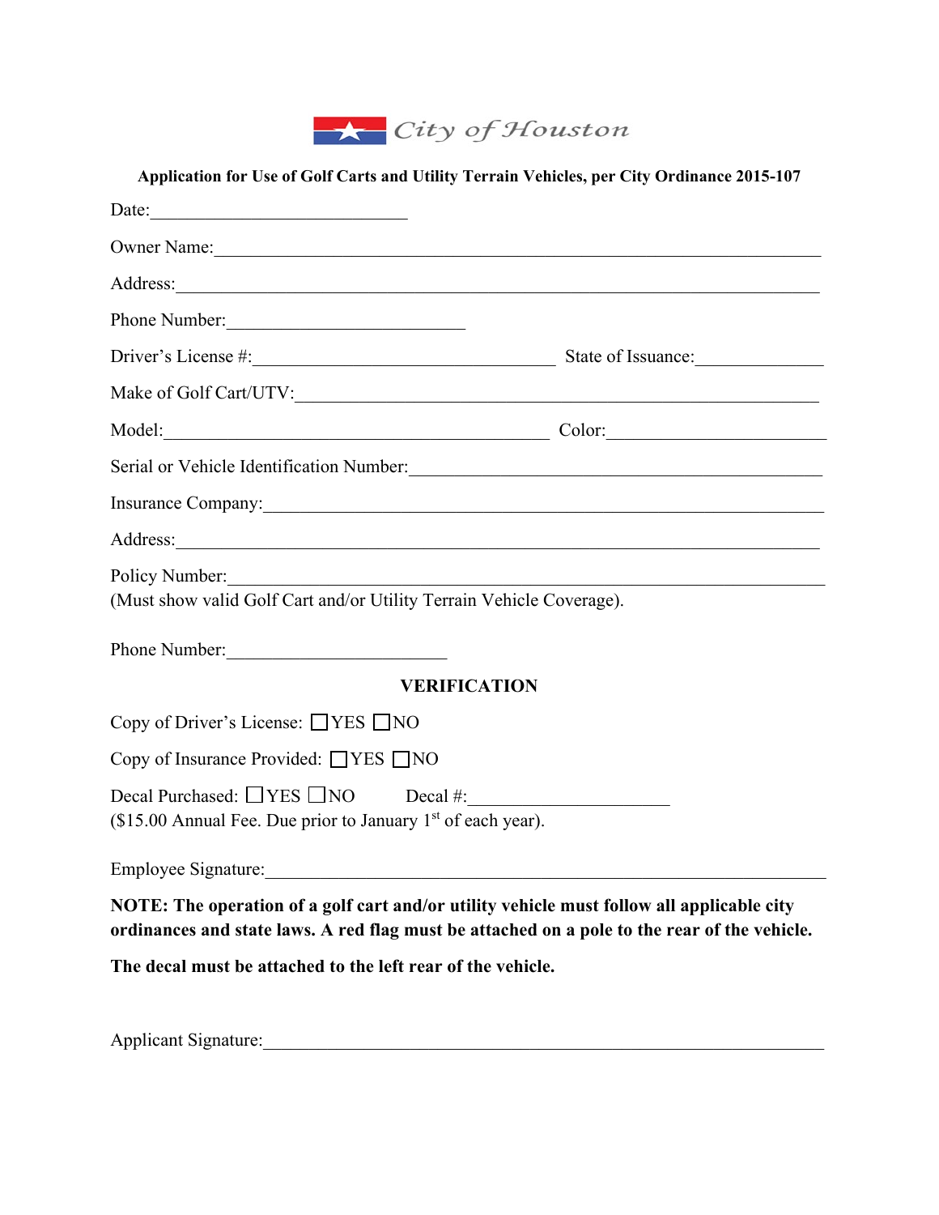City of Houston

**Application for Use of Golf Carts and Utility Terrain Vehicles, per City Ordinance 2015-107**

Date:\_\_\_\_\_\_\_\_\_\_\_\_\_\_\_\_\_\_\_\_\_\_\_\_\_\_\_\_

Owner Name:\_\_\_\_\_\_\_\_\_\_\_\_\_\_\_\_\_\_\_\_\_\_\_\_\_\_\_\_\_\_\_\_\_\_\_\_\_\_\_\_\_\_\_\_\_\_\_\_\_\_\_\_\_\_\_\_\_\_\_\_

Address:\_\_\_\_\_\_\_\_\_\_\_\_\_\_\_\_\_\_\_\_\_\_\_\_\_\_\_\_\_\_\_\_\_\_\_\_\_\_\_\_\_\_\_\_\_\_\_\_\_\_\_\_\_\_\_\_\_\_\_\_\_\_\_\_

Phone Number:\_\_\_\_\_\_\_\_\_\_\_\_\_\_\_\_\_\_\_\_\_\_\_\_\_\_

Driver's License #:\_\_\_\_\_\_\_\_\_\_\_\_\_\_\_\_\_\_\_\_\_\_\_\_\_\_\_\_\_\_\_\_\_ State of Issuance:\_\_\_\_\_\_\_\_\_\_\_\_\_\_

Make of Golf Cart/UTV:\_\_\_\_\_\_\_\_\_\_\_\_\_\_\_\_\_\_\_\_\_\_\_\_\_\_\_\_\_\_\_\_\_\_\_\_\_\_\_\_\_\_\_\_\_\_\_\_\_\_\_\_\_\_

Model:\_\_\_\_\_\_\_\_\_\_\_\_\_\_\_\_\_\_\_\_\_\_\_\_\_\_\_\_\_\_\_\_\_\_\_\_\_\_\_\_\_ Color:\_\_\_\_\_\_\_\_\_\_\_\_\_\_\_\_\_\_\_\_\_\_

Serial or Vehicle Identification Number:\_\_\_\_\_\_\_\_\_\_\_\_\_\_\_\_\_\_\_\_\_\_\_\_\_\_\_\_\_\_\_\_\_\_\_\_\_\_\_\_\_\_\_\_

Insurance Company:\_\_\_\_\_\_\_\_\_\_\_\_\_\_\_\_\_\_\_\_\_\_\_\_\_\_\_\_\_\_\_\_\_\_\_\_\_\_\_\_\_\_\_\_\_\_\_\_\_\_\_\_\_\_\_\_\_\_

Address:\_\_\_\_\_\_\_\_\_\_\_\_\_\_\_\_\_\_\_\_\_\_\_\_\_\_\_\_\_\_\_\_\_\_\_\_\_\_\_\_\_\_\_\_\_\_\_\_\_\_\_\_\_\_\_\_\_\_\_\_\_\_\_\_

Policy Number:\_\_\_\_\_\_\_\_\_\_\_\_\_\_\_\_\_\_\_\_\_\_\_\_\_\_\_\_\_\_\_\_\_\_\_\_\_\_\_\_\_\_\_\_\_\_\_\_\_\_\_\_\_\_\_\_\_\_\_\_\_
(Must show valid Golf Cart and/or Utility Terrain Vehicle Coverage).

Phone Number:\_\_\_\_\_\_\_\_\_\_\_\_\_\_\_\_\_\_\_\_\_\_\_\_

**VERIFICATION**

Copy of Driver's License: ☐ YES ☐ NO

Copy of Insurance Provided: ☐ YES ☐ NO

Decal Purchased: ☐ YES ☐ NO Decal #:\_\_\_\_\_\_\_\_\_\_\_\_\_\_\_\_\_\_\_\_\_\_
($15.00 Annual Fee. Due prior to January 1st of each year).

Employee Signature:\_\_\_\_\_\_\_\_\_\_\_\_\_\_\_\_\_\_\_\_\_\_\_\_\_\_\_\_\_\_\_\_\_\_\_\_\_\_\_\_\_\_\_\_\_\_\_\_\_\_\_\_\_\_\_\_\_\_\_\_

**NOTE: The operation of a golf cart and/or utility vehicle must follow all applicable city ordinances and state laws. A red flag must be attached on a pole to the rear of the vehicle.**

**The decal must be attached to the left rear of the vehicle.**

Applicant Signature:\_\_\_\_\_\_\_\_\_\_\_\_\_\_\_\_\_\_\_\_\_\_\_\_\_\_\_\_\_\_\_\_\_\_\_\_\_\_\_\_\_\_\_\_\_\_\_\_\_\_\_\_\_\_\_\_\_\_\_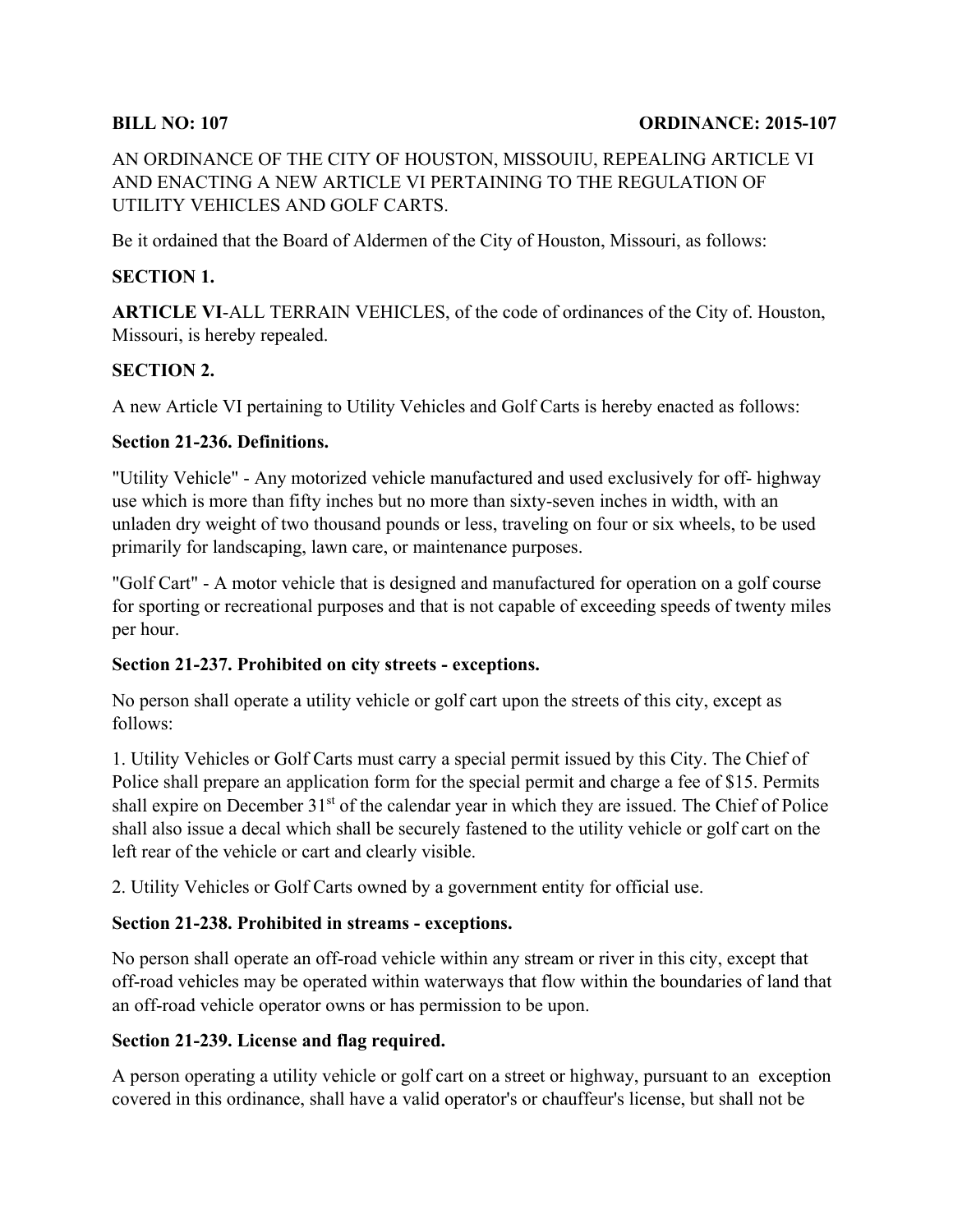**BILL NO: 107** **ORDINANCE: 2015-107**

AN ORDINANCE OF THE CITY OF HOUSTON, MISSOUIU, REPEALING ARTICLE VI AND ENACTING A NEW ARTICLE VI PERTAINING TO THE REGULATION OF UTILITY VEHICLES AND GOLF CARTS.

Be it ordained that the Board of Aldermen of the City of Houston, Missouri, as follows:

**SECTION 1.**

**ARTICLE VI**-ALL TERRAIN VEHICLES, of the code of ordinances of the City of. Houston, Missouri, is hereby repealed.

**SECTION 2.**

A new Article VI pertaining to Utility Vehicles and Golf Carts is hereby enacted as follows:

**Section 21-236. Definitions.**

"Utility Vehicle" - Any motorized vehicle manufactured and used exclusively for off- highway use which is more than fifty inches but no more than sixty-seven inches in width, with an unladen dry weight of two thousand pounds or less, traveling on four or six wheels, to be used primarily for landscaping, lawn care, or maintenance purposes.

"Golf Cart" - A motor vehicle that is designed and manufactured for operation on a golf course for sporting or recreational purposes and that is not capable of exceeding speeds of twenty miles per hour.

**Section 21-237. Prohibited on city streets - exceptions.**

No person shall operate a utility vehicle or golf cart upon the streets of this city, except as follows:

1. Utility Vehicles or Golf Carts must carry a special permit issued by this City. The Chief of Police shall prepare an application form for the special permit and charge a fee of $15. Permits shall expire on December 31st of the calendar year in which they are issued. The Chief of Police shall also issue a decal which shall be securely fastened to the utility vehicle or golf cart on the left rear of the vehicle or cart and clearly visible.

2. Utility Vehicles or Golf Carts owned by a government entity for official use.

**Section 21-238. Prohibited in streams - exceptions.**

No person shall operate an off-road vehicle within any stream or river in this city, except that off-road vehicles may be operated within waterways that flow within the boundaries of land that an off-road vehicle operator owns or has permission to be upon.

**Section 21-239. License and flag required.**

A person operating a utility vehicle or golf cart on a street or highway, pursuant to an exception covered in this ordinance, shall have a valid operator's or chauffeur's license, but shall not be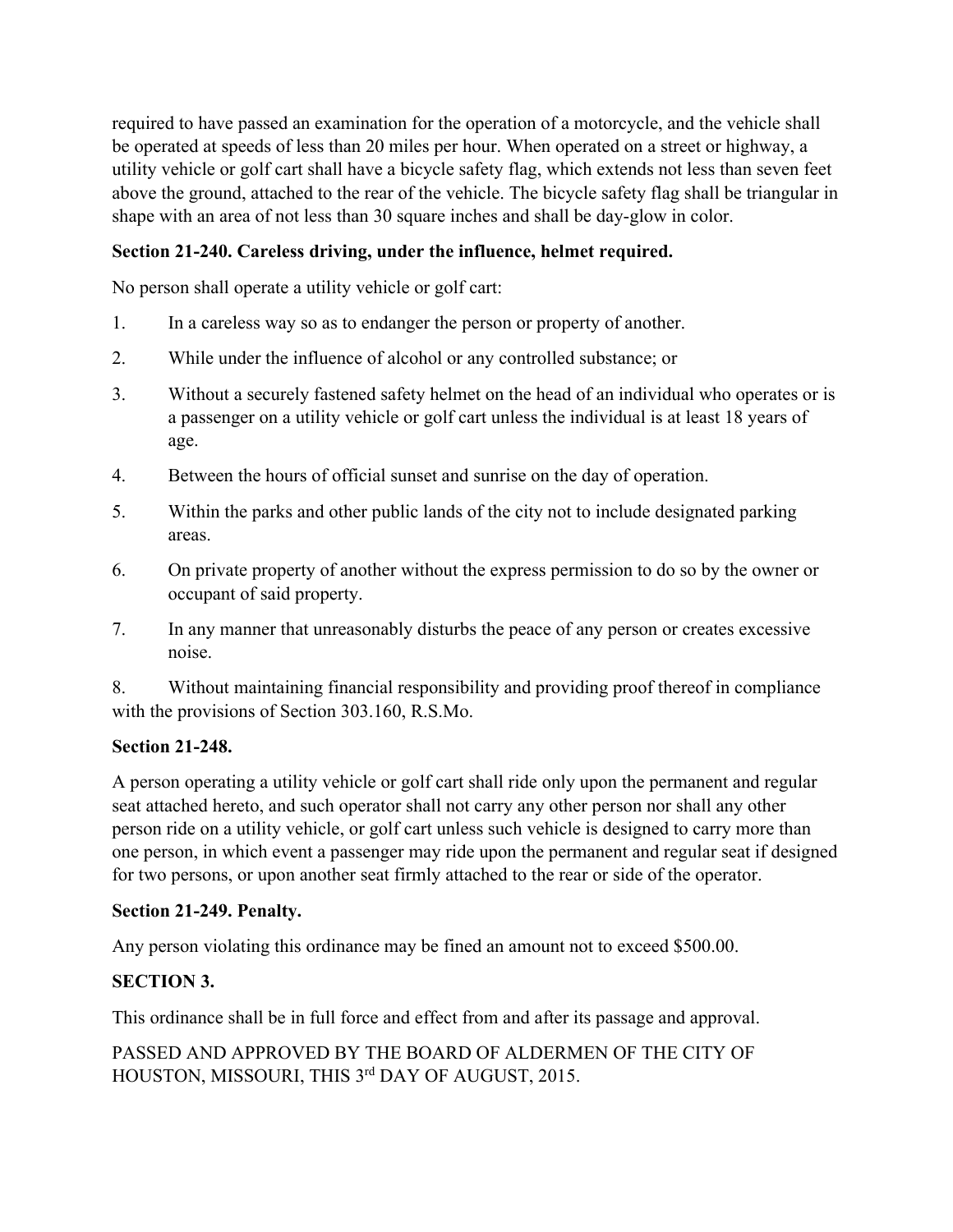required to have passed an examination for the operation of a motorcycle, and the vehicle shall be operated at speeds of less than 20 miles per hour. When operated on a street or highway, a utility vehicle or golf cart shall have a bicycle safety flag, which extends not less than seven feet above the ground, attached to the rear of the vehicle. The bicycle safety flag shall be triangular in shape with an area of not less than 30 square inches and shall be day-glow in color.

**Section 21-240. Careless driving, under the influence, helmet required.**

No person shall operate a utility vehicle or golf cart:

1. In a careless way so as to endanger the person or property of another.
2. While under the influence of alcohol or any controlled substance; or
3. Without a securely fastened safety helmet on the head of an individual who operates or is a passenger on a utility vehicle or golf cart unless the individual is at least 18 years of age.
4. Between the hours of official sunset and sunrise on the day of operation.
5. Within the parks and other public lands of the city not to include designated parking areas.
6. On private property of another without the express permission to do so by the owner or occupant of said property.
7. In any manner that unreasonably disturbs the peace of any person or creates excessive noise.
8. Without maintaining financial responsibility and providing proof thereof in compliance with the provisions of Section 303.160, R.S.Mo.

**Section 21-248.**

A person operating a utility vehicle or golf cart shall ride only upon the permanent and regular seat attached hereto, and such operator shall not carry any other person nor shall any other person ride on a utility vehicle, or golf cart unless such vehicle is designed to carry more than one person, in which event a passenger may ride upon the permanent and regular seat if designed for two persons, or upon another seat firmly attached to the rear or side of the operator.

**Section 21-249. Penalty.**

Any person violating this ordinance may be fined an amount not to exceed $500.00.

**SECTION 3.**

This ordinance shall be in full force and effect from and after its passage and approval.

PASSED AND APPROVED BY THE BOARD OF ALDERMEN OF THE CITY OF HOUSTON, MISSOURI, THIS 3rd DAY OF AUGUST, 2015.